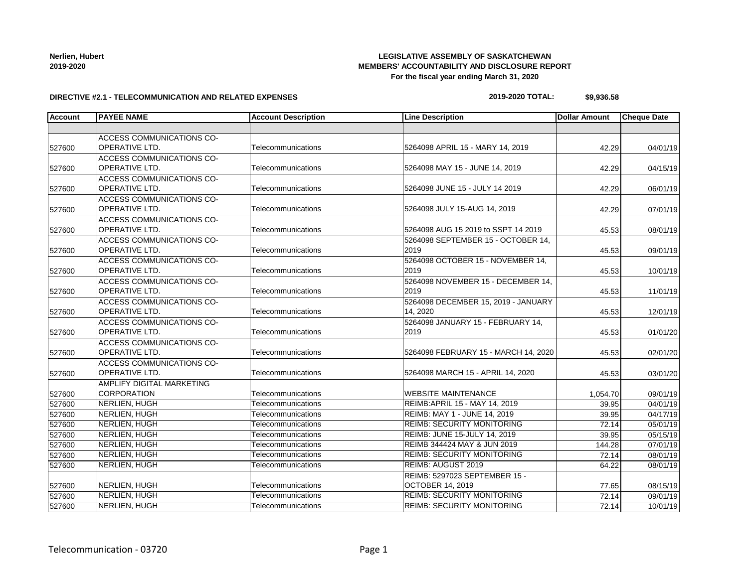**Nerlien, Hubert**
**2019-2020**

**LEGISLATIVE ASSEMBLY OF SASKATCHEWAN**
**MEMBERS' ACCOUNTABILITY AND DISCLOSURE REPORT**
**For the fiscal year ending March 31, 2020**

**DIRECTIVE #2.1 - TELECOMMUNICATION AND RELATED EXPENSES**

**2019-2020 TOTAL: $9,936.58**

| Account | PAYEE NAME | Account Description | Line Description | Dollar Amount | Cheque Date |
|---|---|---|---|---|---|
| | | | | | |
| 527600 | ACCESS COMMUNICATIONS CO-OPERATIVE LTD. | Telecommunications | 5264098 APRIL 15 - MARY 14, 2019 | 42.29 | 04/01/19 |
| 527600 | ACCESS COMMUNICATIONS CO-OPERATIVE LTD. | Telecommunications | 5264098 MAY 15 - JUNE 14, 2019 | 42.29 | 04/15/19 |
| 527600 | ACCESS COMMUNICATIONS CO-OPERATIVE LTD. | Telecommunications | 5264098 JUNE 15 - JULY 14 2019 | 42.29 | 06/01/19 |
| 527600 | ACCESS COMMUNICATIONS CO-OPERATIVE LTD. | Telecommunications | 5264098 JULY 15-AUG 14, 2019 | 42.29 | 07/01/19 |
| 527600 | ACCESS COMMUNICATIONS CO-OPERATIVE LTD. | Telecommunications | 5264098 AUG 15 2019 to SSPT 14 2019 | 45.53 | 08/01/19 |
| 527600 | ACCESS COMMUNICATIONS CO-OPERATIVE LTD. | Telecommunications | 5264098 SEPTEMBER 15 - OCTOBER 14, 2019 | 45.53 | 09/01/19 |
| 527600 | ACCESS COMMUNICATIONS CO-OPERATIVE LTD. | Telecommunications | 5264098 OCTOBER 15 - NOVEMBER 14, 2019 | 45.53 | 10/01/19 |
| 527600 | ACCESS COMMUNICATIONS CO-OPERATIVE LTD. | Telecommunications | 5264098 NOVEMBER 15 - DECEMBER 14, 2019 | 45.53 | 11/01/19 |
| 527600 | ACCESS COMMUNICATIONS CO-OPERATIVE LTD. | Telecommunications | 5264098 DECEMBER 15, 2019 - JANUARY 14, 2020 | 45.53 | 12/01/19 |
| 527600 | ACCESS COMMUNICATIONS CO-OPERATIVE LTD. | Telecommunications | 5264098 JANUARY 15 - FEBRUARY 14, 2019 | 45.53 | 01/01/20 |
| 527600 | ACCESS COMMUNICATIONS CO-OPERATIVE LTD. | Telecommunications | 5264098 FEBRUARY 15 - MARCH 14, 2020 | 45.53 | 02/01/20 |
| 527600 | ACCESS COMMUNICATIONS CO-OPERATIVE LTD. | Telecommunications | 5264098 MARCH 15 - APRIL 14, 2020 | 45.53 | 03/01/20 |
| 527600 | AMPLIFY DIGITAL MARKETING CORPORATION | Telecommunications | WEBSITE MAINTENANCE | 1,054.70 | 09/01/19 |
| 527600 | NERLIEN, HUGH | Telecommunications | REIMB:APRIL 15 - MAY 14, 2019 | 39.95 | 04/01/19 |
| 527600 | NERLIEN, HUGH | Telecommunications | REIMB: MAY 1 - JUNE 14, 2019 | 39.95 | 04/17/19 |
| 527600 | NERLIEN, HUGH | Telecommunications | REIMB: SECURITY MONITORING | 72.14 | 05/01/19 |
| 527600 | NERLIEN, HUGH | Telecommunications | REIMB: JUNE 15-JULY 14, 2019 | 39.95 | 05/15/19 |
| 527600 | NERLIEN, HUGH | Telecommunications | REIMB 344424 MAY & JUN 2019 | 144.28 | 07/01/19 |
| 527600 | NERLIEN, HUGH | Telecommunications | REIMB: SECURITY MONITORING | 72.14 | 08/01/19 |
| 527600 | NERLIEN, HUGH | Telecommunications | REIMB: AUGUST 2019 | 64.22 | 08/01/19 |
| 527600 | NERLIEN, HUGH | Telecommunications | REIMB: 5297023 SEPTEMBER 15 - OCTOBER 14, 2019 | 77.65 | 08/15/19 |
| 527600 | NERLIEN, HUGH | Telecommunications | REIMB: SECURITY MONITORING | 72.14 | 09/01/19 |
| 527600 | NERLIEN, HUGH | Telecommunications | REIMB: SECURITY MONITORING | 72.14 | 10/01/19 |

Telecommunication - 03720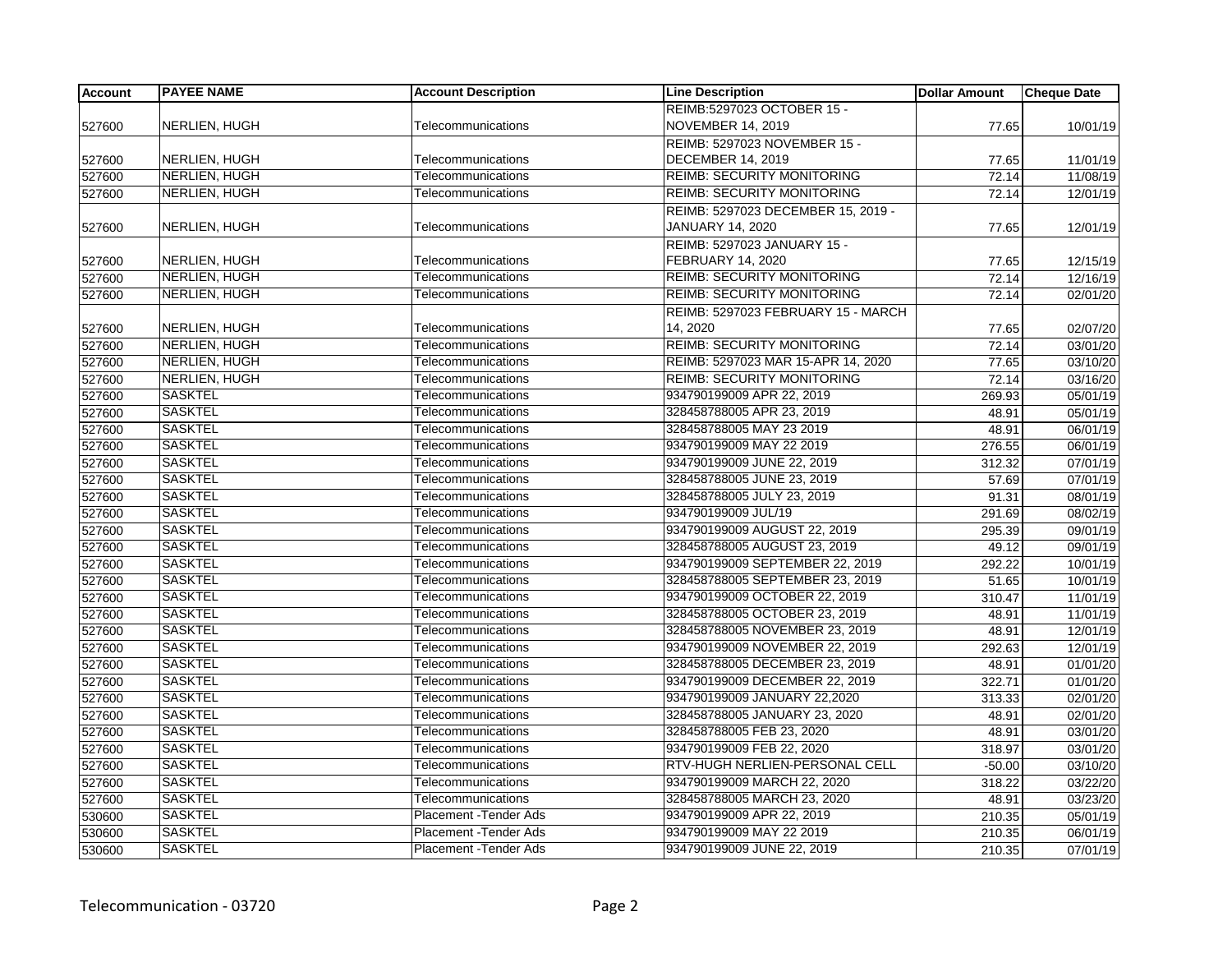| Account | PAYEE NAME | Account Description | Line Description | Dollar Amount | Cheque Date |
|---|---|---|---|---|---|
| 527600 | NERLIEN, HUGH | Telecommunications | REIMB:5297023 OCTOBER 15 - NOVEMBER 14, 2019 | 77.65 | 10/01/19 |
| 527600 | NERLIEN, HUGH | Telecommunications | REIMB: 5297023 NOVEMBER 15 - DECEMBER 14, 2019 | 77.65 | 11/01/19 |
| 527600 | NERLIEN, HUGH | Telecommunications | REIMB: SECURITY MONITORING | 72.14 | 11/08/19 |
| 527600 | NERLIEN, HUGH | Telecommunications | REIMB: SECURITY MONITORING | 72.14 | 12/01/19 |
| 527600 | NERLIEN, HUGH | Telecommunications | REIMB: 5297023 DECEMBER 15, 2019 - JANUARY 14, 2020 | 77.65 | 12/01/19 |
| 527600 | NERLIEN, HUGH | Telecommunications | REIMB: 5297023 JANUARY 15 - FEBRUARY 14, 2020 | 77.65 | 12/15/19 |
| 527600 | NERLIEN, HUGH | Telecommunications | REIMB: SECURITY MONITORING | 72.14 | 12/16/19 |
| 527600 | NERLIEN, HUGH | Telecommunications | REIMB: SECURITY MONITORING | 72.14 | 02/01/20 |
| 527600 | NERLIEN, HUGH | Telecommunications | REIMB: 5297023 FEBRUARY 15 - MARCH 14, 2020 | 77.65 | 02/07/20 |
| 527600 | NERLIEN, HUGH | Telecommunications | REIMB: SECURITY MONITORING | 72.14 | 03/01/20 |
| 527600 | NERLIEN, HUGH | Telecommunications | REIMB: 5297023 MAR 15-APR 14, 2020 | 77.65 | 03/10/20 |
| 527600 | NERLIEN, HUGH | Telecommunications | REIMB: SECURITY MONITORING | 72.14 | 03/16/20 |
| 527600 | SASKTEL | Telecommunications | 934790199009 APR 22, 2019 | 269.93 | 05/01/19 |
| 527600 | SASKTEL | Telecommunications | 328458788005 APR 23, 2019 | 48.91 | 05/01/19 |
| 527600 | SASKTEL | Telecommunications | 328458788005 MAY 23 2019 | 48.91 | 06/01/19 |
| 527600 | SASKTEL | Telecommunications | 934790199009 MAY 22 2019 | 276.55 | 06/01/19 |
| 527600 | SASKTEL | Telecommunications | 934790199009 JUNE 22, 2019 | 312.32 | 07/01/19 |
| 527600 | SASKTEL | Telecommunications | 328458788005 JUNE 23, 2019 | 57.69 | 07/01/19 |
| 527600 | SASKTEL | Telecommunications | 328458788005 JULY 23, 2019 | 91.31 | 08/01/19 |
| 527600 | SASKTEL | Telecommunications | 934790199009 JUL/19 | 291.69 | 08/02/19 |
| 527600 | SASKTEL | Telecommunications | 934790199009 AUGUST 22, 2019 | 295.39 | 09/01/19 |
| 527600 | SASKTEL | Telecommunications | 328458788005 AUGUST 23, 2019 | 49.12 | 09/01/19 |
| 527600 | SASKTEL | Telecommunications | 934790199009 SEPTEMBER 22, 2019 | 292.22 | 10/01/19 |
| 527600 | SASKTEL | Telecommunications | 328458788005 SEPTEMBER 23, 2019 | 51.65 | 10/01/19 |
| 527600 | SASKTEL | Telecommunications | 934790199009 OCTOBER 22, 2019 | 310.47 | 11/01/19 |
| 527600 | SASKTEL | Telecommunications | 328458788005 OCTOBER 23, 2019 | 48.91 | 11/01/19 |
| 527600 | SASKTEL | Telecommunications | 328458788005 NOVEMBER 23, 2019 | 48.91 | 12/01/19 |
| 527600 | SASKTEL | Telecommunications | 934790199009 NOVEMBER 22, 2019 | 292.63 | 12/01/19 |
| 527600 | SASKTEL | Telecommunications | 328458788005 DECEMBER 23, 2019 | 48.91 | 01/01/20 |
| 527600 | SASKTEL | Telecommunications | 934790199009 DECEMBER 22, 2019 | 322.71 | 01/01/20 |
| 527600 | SASKTEL | Telecommunications | 934790199009 JANUARY 22,2020 | 313.33 | 02/01/20 |
| 527600 | SASKTEL | Telecommunications | 328458788005 JANUARY 23, 2020 | 48.91 | 02/01/20 |
| 527600 | SASKTEL | Telecommunications | 328458788005 FEB 23, 2020 | 48.91 | 03/01/20 |
| 527600 | SASKTEL | Telecommunications | 934790199009 FEB 22, 2020 | 318.97 | 03/01/20 |
| 527600 | SASKTEL | Telecommunications | RTV-HUGH NERLIEN-PERSONAL CELL | -50.00 | 03/10/20 |
| 527600 | SASKTEL | Telecommunications | 934790199009 MARCH 22, 2020 | 318.22 | 03/22/20 |
| 527600 | SASKTEL | Telecommunications | 328458788005 MARCH 23, 2020 | 48.91 | 03/23/20 |
| 530600 | SASKTEL | Placement -Tender Ads | 934790199009 APR 22, 2019 | 210.35 | 05/01/19 |
| 530600 | SASKTEL | Placement -Tender Ads | 934790199009 MAY 22 2019 | 210.35 | 06/01/19 |
| 530600 | SASKTEL | Placement -Tender Ads | 934790199009 JUNE 22, 2019 | 210.35 | 07/01/19 |

Telecommunication - 03720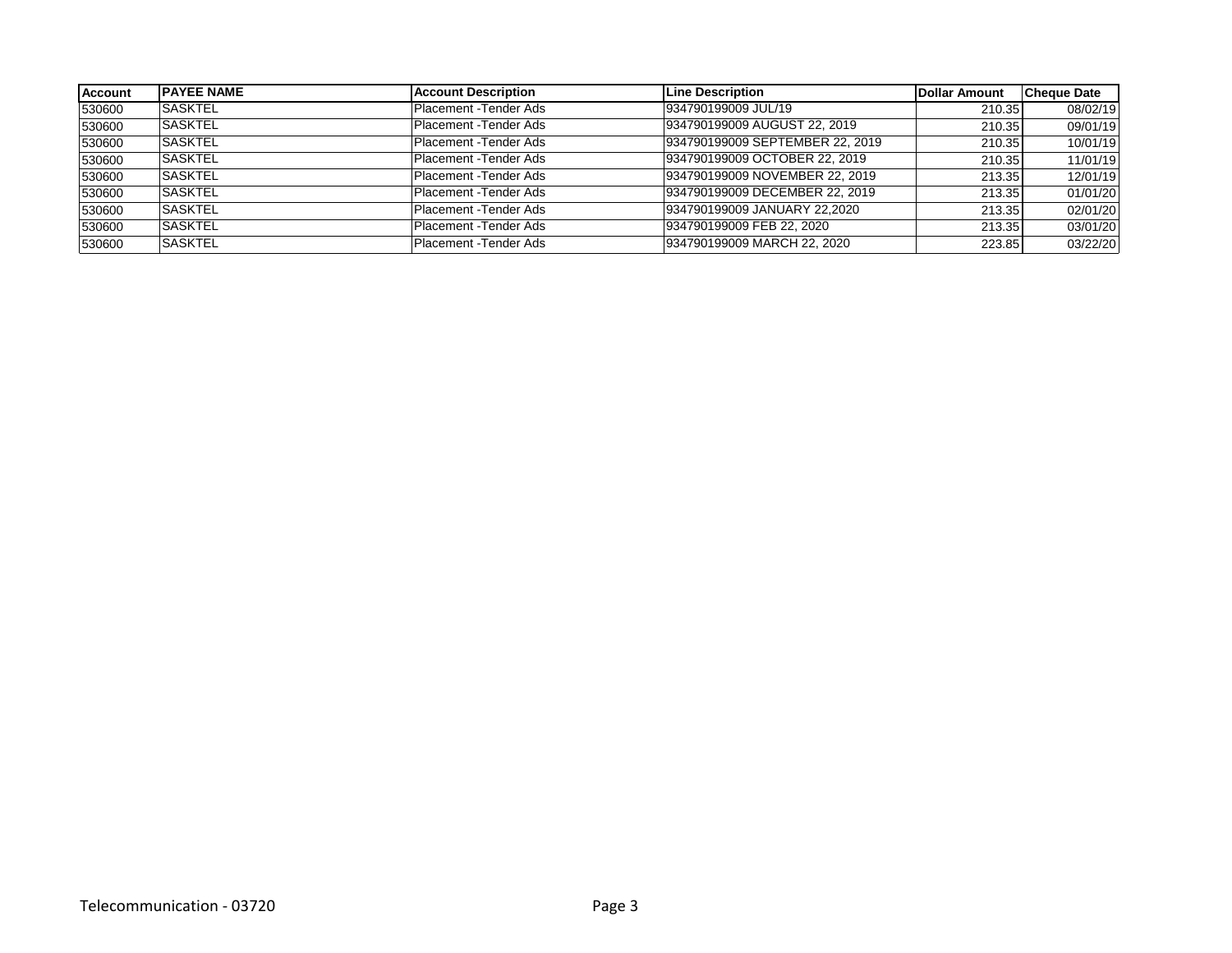| Account | PAYEE NAME | Account Description | Line Description | Dollar Amount | Cheque Date |
|---|---|---|---|---|---|
| 530600 | SASKTEL | Placement -Tender Ads | 934790199009 JUL/19 | 210.35 | 08/02/19 |
| 530600 | SASKTEL | Placement -Tender Ads | 934790199009 AUGUST 22, 2019 | 210.35 | 09/01/19 |
| 530600 | SASKTEL | Placement -Tender Ads | 934790199009 SEPTEMBER 22, 2019 | 210.35 | 10/01/19 |
| 530600 | SASKTEL | Placement -Tender Ads | 934790199009 OCTOBER 22, 2019 | 210.35 | 11/01/19 |
| 530600 | SASKTEL | Placement -Tender Ads | 934790199009 NOVEMBER 22, 2019 | 213.35 | 12/01/19 |
| 530600 | SASKTEL | Placement -Tender Ads | 934790199009 DECEMBER 22, 2019 | 213.35 | 01/01/20 |
| 530600 | SASKTEL | Placement -Tender Ads | 934790199009 JANUARY 22,2020 | 213.35 | 02/01/20 |
| 530600 | SASKTEL | Placement -Tender Ads | 934790199009 FEB 22, 2020 | 213.35 | 03/01/20 |
| 530600 | SASKTEL | Placement -Tender Ads | 934790199009 MARCH 22, 2020 | 223.85 | 03/22/20 |

Telecommunication - 03720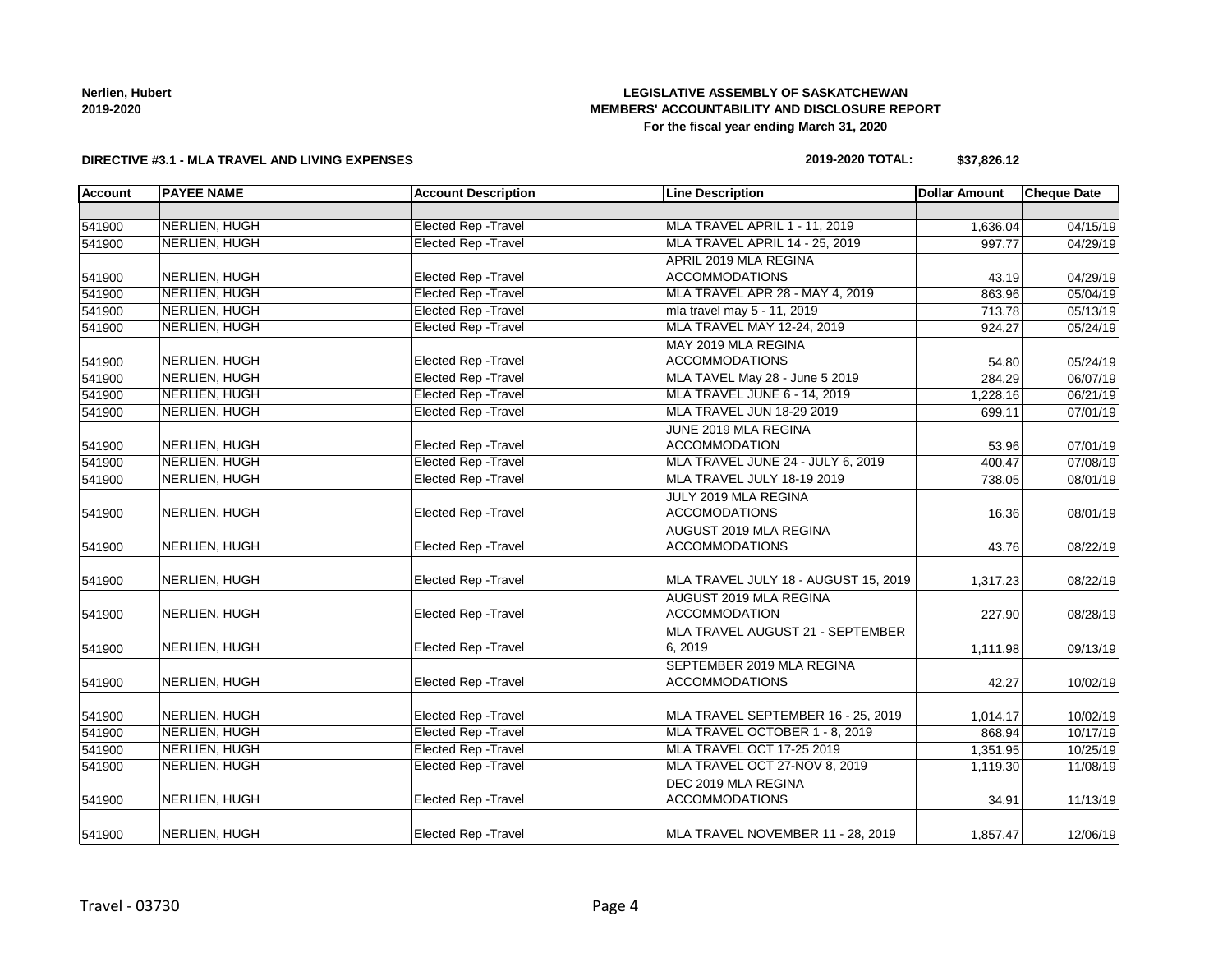**Nerlien, Hubert**
**2019-2020**

**LEGISLATIVE ASSEMBLY OF SASKATCHEWAN**
**MEMBERS' ACCOUNTABILITY AND DISCLOSURE REPORT**
**For the fiscal year ending March 31, 2020**

**DIRECTIVE #3.1 - MLA TRAVEL AND LIVING EXPENSES**

**2019-2020 TOTAL: $37,826.12**

| Account | PAYEE NAME | Account Description | Line Description | Dollar Amount | Cheque Date |
|---|---|---|---|---|---|
| | | | | | |
| 541900 | NERLIEN, HUGH | Elected Rep -Travel | MLA TRAVEL APRIL 1 - 11, 2019 | 1,636.04 | 04/15/19 |
| 541900 | NERLIEN, HUGH | Elected Rep -Travel | MLA TRAVEL APRIL 14 - 25, 2019 | 997.77 | 04/29/19 |
| 541900 | NERLIEN, HUGH | Elected Rep -Travel | APRIL 2019 MLA REGINA ACCOMMODATIONS | 43.19 | 04/29/19 |
| 541900 | NERLIEN, HUGH | Elected Rep -Travel | MLA TRAVEL APR 28 - MAY 4, 2019 | 863.96 | 05/04/19 |
| 541900 | NERLIEN, HUGH | Elected Rep -Travel | mla travel may 5 - 11, 2019 | 713.78 | 05/13/19 |
| 541900 | NERLIEN, HUGH | Elected Rep -Travel | MLA TRAVEL MAY 12-24, 2019 | 924.27 | 05/24/19 |
| 541900 | NERLIEN, HUGH | Elected Rep -Travel | MAY 2019 MLA REGINA ACCOMMODATIONS | 54.80 | 05/24/19 |
| 541900 | NERLIEN, HUGH | Elected Rep -Travel | MLA TAVEL May 28 - June 5 2019 | 284.29 | 06/07/19 |
| 541900 | NERLIEN, HUGH | Elected Rep -Travel | MLA TRAVEL JUNE 6 - 14, 2019 | 1,228.16 | 06/21/19 |
| 541900 | NERLIEN, HUGH | Elected Rep -Travel | MLA TRAVEL JUN 18-29 2019 | 699.11 | 07/01/19 |
| 541900 | NERLIEN, HUGH | Elected Rep -Travel | JUNE 2019 MLA REGINA ACCOMMODATION | 53.96 | 07/01/19 |
| 541900 | NERLIEN, HUGH | Elected Rep -Travel | MLA TRAVEL JUNE 24 - JULY 6, 2019 | 400.47 | 07/08/19 |
| 541900 | NERLIEN, HUGH | Elected Rep -Travel | MLA TRAVEL JULY 18-19 2019 | 738.05 | 08/01/19 |
| 541900 | NERLIEN, HUGH | Elected Rep -Travel | JULY 2019 MLA REGINA ACCOMODATIONS | 16.36 | 08/01/19 |
| 541900 | NERLIEN, HUGH | Elected Rep -Travel | AUGUST 2019 MLA REGINA ACCOMMODATIONS | 43.76 | 08/22/19 |
| 541900 | NERLIEN, HUGH | Elected Rep -Travel | MLA TRAVEL JULY 18 - AUGUST 15, 2019 | 1,317.23 | 08/22/19 |
| 541900 | NERLIEN, HUGH | Elected Rep -Travel | AUGUST 2019 MLA REGINA ACCOMMODATION | 227.90 | 08/28/19 |
| 541900 | NERLIEN, HUGH | Elected Rep -Travel | MLA TRAVEL AUGUST 21 - SEPTEMBER 6, 2019 | 1,111.98 | 09/13/19 |
| 541900 | NERLIEN, HUGH | Elected Rep -Travel | SEPTEMBER 2019 MLA REGINA ACCOMMODATIONS | 42.27 | 10/02/19 |
| 541900 | NERLIEN, HUGH | Elected Rep -Travel | MLA TRAVEL SEPTEMBER 16 - 25, 2019 | 1,014.17 | 10/02/19 |
| 541900 | NERLIEN, HUGH | Elected Rep -Travel | MLA TRAVEL OCTOBER 1 - 8, 2019 | 868.94 | 10/17/19 |
| 541900 | NERLIEN, HUGH | Elected Rep -Travel | MLA TRAVEL OCT 17-25 2019 | 1,351.95 | 10/25/19 |
| 541900 | NERLIEN, HUGH | Elected Rep -Travel | MLA TRAVEL OCT 27-NOV 8, 2019 | 1,119.30 | 11/08/19 |
| 541900 | NERLIEN, HUGH | Elected Rep -Travel | DEC 2019 MLA REGINA ACCOMMODATIONS | 34.91 | 11/13/19 |
| 541900 | NERLIEN, HUGH | Elected Rep -Travel | MLA TRAVEL NOVEMBER 11 - 28, 2019 | 1,857.47 | 12/06/19 |

Travel - 03730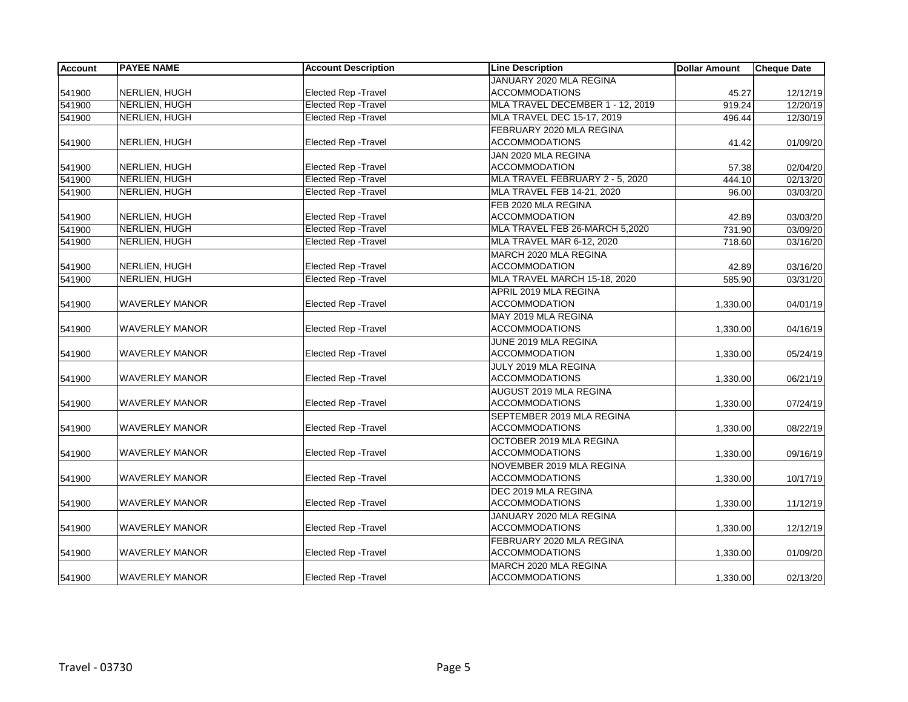| Account | PAYEE NAME | Account Description | Line Description | Dollar Amount | Cheque Date |
|---|---|---|---|---|---|
| 541900 | NERLIEN, HUGH | Elected Rep -Travel | JANUARY 2020 MLA REGINA ACCOMMODATIONS | 45.27 | 12/12/19 |
| 541900 | NERLIEN, HUGH | Elected Rep -Travel | MLA TRAVEL DECEMBER 1 - 12, 2019 | 919.24 | 12/20/19 |
| 541900 | NERLIEN, HUGH | Elected Rep -Travel | MLA TRAVEL DEC 15-17, 2019 | 496.44 | 12/30/19 |
| 541900 | NERLIEN, HUGH | Elected Rep -Travel | FEBRUARY 2020 MLA REGINA ACCOMMODATIONS | 41.42 | 01/09/20 |
| 541900 | NERLIEN, HUGH | Elected Rep -Travel | JAN 2020 MLA REGINA ACCOMMODATION | 57.38 | 02/04/20 |
| 541900 | NERLIEN, HUGH | Elected Rep -Travel | MLA TRAVEL FEBRUARY 2 - 5, 2020 | 444.10 | 02/13/20 |
| 541900 | NERLIEN, HUGH | Elected Rep -Travel | MLA TRAVEL FEB 14-21, 2020 | 96.00 | 03/03/20 |
| 541900 | NERLIEN, HUGH | Elected Rep -Travel | FEB 2020 MLA REGINA ACCOMMODATION | 42.89 | 03/03/20 |
| 541900 | NERLIEN, HUGH | Elected Rep -Travel | MLA TRAVEL FEB 26-MARCH 5,2020 | 731.90 | 03/09/20 |
| 541900 | NERLIEN, HUGH | Elected Rep -Travel | MLA TRAVEL MAR 6-12, 2020 | 718.60 | 03/16/20 |
| 541900 | NERLIEN, HUGH | Elected Rep -Travel | MARCH 2020 MLA REGINA ACCOMMODATION | 42.89 | 03/16/20 |
| 541900 | NERLIEN, HUGH | Elected Rep -Travel | MLA TRAVEL MARCH 15-18, 2020 | 585.90 | 03/31/20 |
| 541900 | WAVERLEY MANOR | Elected Rep -Travel | APRIL 2019 MLA REGINA ACCOMMODATION | 1,330.00 | 04/01/19 |
| 541900 | WAVERLEY MANOR | Elected Rep -Travel | MAY 2019 MLA REGINA ACCOMMODATIONS | 1,330.00 | 04/16/19 |
| 541900 | WAVERLEY MANOR | Elected Rep -Travel | JUNE 2019 MLA REGINA ACCOMMODATION | 1,330.00 | 05/24/19 |
| 541900 | WAVERLEY MANOR | Elected Rep -Travel | JULY 2019 MLA REGINA ACCOMMODATIONS | 1,330.00 | 06/21/19 |
| 541900 | WAVERLEY MANOR | Elected Rep -Travel | AUGUST 2019 MLA REGINA ACCOMMODATIONS | 1,330.00 | 07/24/19 |
| 541900 | WAVERLEY MANOR | Elected Rep -Travel | SEPTEMBER 2019 MLA REGINA ACCOMMODATIONS | 1,330.00 | 08/22/19 |
| 541900 | WAVERLEY MANOR | Elected Rep -Travel | OCTOBER 2019 MLA REGINA ACCOMMODATIONS | 1,330.00 | 09/16/19 |
| 541900 | WAVERLEY MANOR | Elected Rep -Travel | NOVEMBER 2019 MLA REGINA ACCOMMODATIONS | 1,330.00 | 10/17/19 |
| 541900 | WAVERLEY MANOR | Elected Rep -Travel | DEC 2019 MLA REGINA ACCOMMODATIONS | 1,330.00 | 11/12/19 |
| 541900 | WAVERLEY MANOR | Elected Rep -Travel | JANUARY 2020 MLA REGINA ACCOMMODATIONS | 1,330.00 | 12/12/19 |
| 541900 | WAVERLEY MANOR | Elected Rep -Travel | FEBRUARY 2020 MLA REGINA ACCOMMODATIONS | 1,330.00 | 01/09/20 |
| 541900 | WAVERLEY MANOR | Elected Rep -Travel | MARCH 2020 MLA REGINA ACCOMMODATIONS | 1,330.00 | 02/13/20 |

Travel - 03730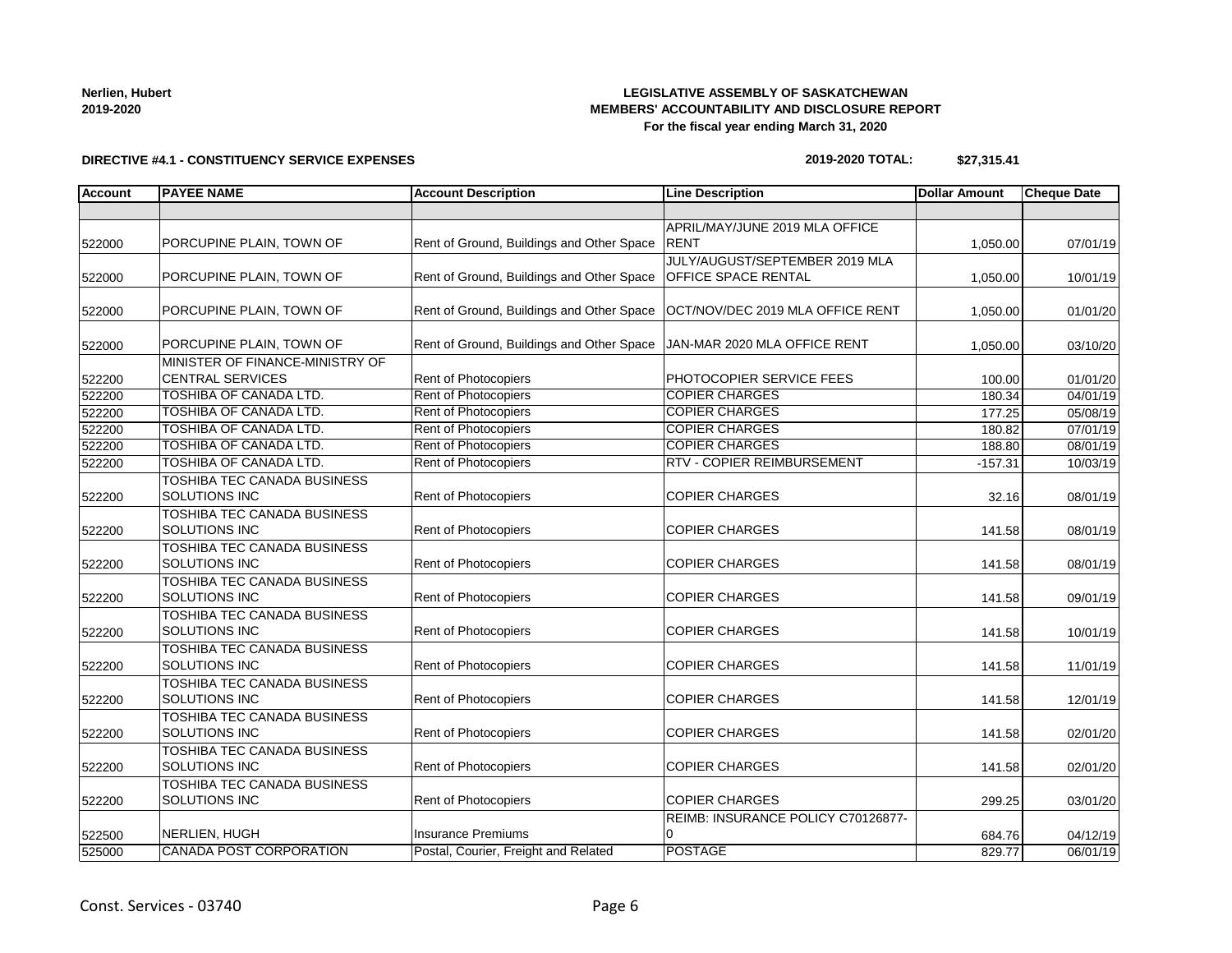**Nerlien, Hubert**
**2019-2020**

**LEGISLATIVE ASSEMBLY OF SASKATCHEWAN**
**MEMBERS' ACCOUNTABILITY AND DISCLOSURE REPORT**
**For the fiscal year ending March 31, 2020**

**DIRECTIVE #4.1 - CONSTITUENCY SERVICE EXPENSES**

**2019-2020 TOTAL: $27,315.41**

| Account | PAYEE NAME | Account Description | Line Description | Dollar Amount | Cheque Date |
|---|---|---|---|---|---|
| | | | | | |
| 522000 | PORCUPINE PLAIN, TOWN OF | Rent of Ground, Buildings and Other Space | APRIL/MAY/JUNE 2019 MLA OFFICE RENT | 1,050.00 | 07/01/19 |
| 522000 | PORCUPINE PLAIN, TOWN OF | Rent of Ground, Buildings and Other Space | JULY/AUGUST/SEPTEMBER 2019 MLA OFFICE SPACE RENTAL | 1,050.00 | 10/01/19 |
| 522000 | PORCUPINE PLAIN, TOWN OF | Rent of Ground, Buildings and Other Space | OCT/NOV/DEC 2019 MLA OFFICE RENT | 1,050.00 | 01/01/20 |
| 522000 | PORCUPINE PLAIN, TOWN OF | Rent of Ground, Buildings and Other Space | JAN-MAR 2020 MLA OFFICE RENT | 1,050.00 | 03/10/20 |
| 522200 | MINISTER OF FINANCE-MINISTRY OF CENTRAL SERVICES | Rent of Photocopiers | PHOTOCOPIER SERVICE FEES | 100.00 | 01/01/20 |
| 522200 | TOSHIBA OF CANADA LTD. | Rent of Photocopiers | COPIER CHARGES | 180.34 | 04/01/19 |
| 522200 | TOSHIBA OF CANADA LTD. | Rent of Photocopiers | COPIER CHARGES | 177.25 | 05/08/19 |
| 522200 | TOSHIBA OF CANADA LTD. | Rent of Photocopiers | COPIER CHARGES | 180.82 | 07/01/19 |
| 522200 | TOSHIBA OF CANADA LTD. | Rent of Photocopiers | COPIER CHARGES | 188.80 | 08/01/19 |
| 522200 | TOSHIBA OF CANADA LTD. | Rent of Photocopiers | RTV - COPIER REIMBURSEMENT | -157.31 | 10/03/19 |
| 522200 | TOSHIBA TEC CANADA BUSINESS SOLUTIONS INC | Rent of Photocopiers | COPIER CHARGES | 32.16 | 08/01/19 |
| 522200 | TOSHIBA TEC CANADA BUSINESS SOLUTIONS INC | Rent of Photocopiers | COPIER CHARGES | 141.58 | 08/01/19 |
| 522200 | TOSHIBA TEC CANADA BUSINESS SOLUTIONS INC | Rent of Photocopiers | COPIER CHARGES | 141.58 | 08/01/19 |
| 522200 | TOSHIBA TEC CANADA BUSINESS SOLUTIONS INC | Rent of Photocopiers | COPIER CHARGES | 141.58 | 09/01/19 |
| 522200 | TOSHIBA TEC CANADA BUSINESS SOLUTIONS INC | Rent of Photocopiers | COPIER CHARGES | 141.58 | 10/01/19 |
| 522200 | TOSHIBA TEC CANADA BUSINESS SOLUTIONS INC | Rent of Photocopiers | COPIER CHARGES | 141.58 | 11/01/19 |
| 522200 | TOSHIBA TEC CANADA BUSINESS SOLUTIONS INC | Rent of Photocopiers | COPIER CHARGES | 141.58 | 12/01/19 |
| 522200 | TOSHIBA TEC CANADA BUSINESS SOLUTIONS INC | Rent of Photocopiers | COPIER CHARGES | 141.58 | 02/01/20 |
| 522200 | TOSHIBA TEC CANADA BUSINESS SOLUTIONS INC | Rent of Photocopiers | COPIER CHARGES | 141.58 | 02/01/20 |
| 522200 | TOSHIBA TEC CANADA BUSINESS SOLUTIONS INC | Rent of Photocopiers | COPIER CHARGES | 299.25 | 03/01/20 |
| 522500 | NERLIEN, HUGH | Insurance Premiums | REIMB: INSURANCE POLICY C70126877-0 | 684.76 | 04/12/19 |
| 525000 | CANADA POST CORPORATION | Postal, Courier, Freight and Related | POSTAGE | 829.77 | 06/01/19 |

Const. Services - 03740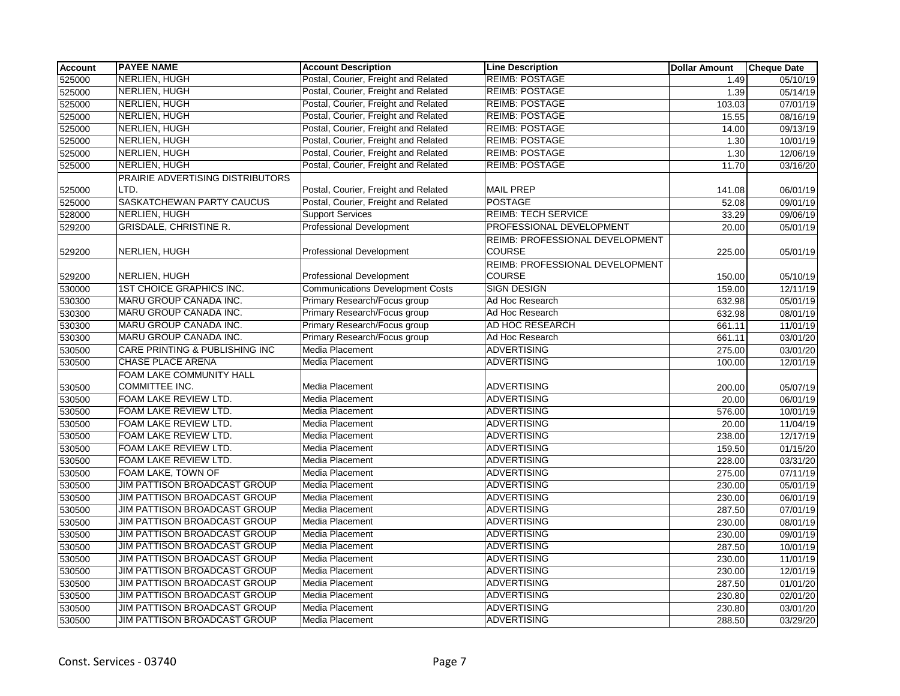| Account | PAYEE NAME | Account Description | Line Description | Dollar Amount | Cheque Date |
|---|---|---|---|---|---|
| 525000 | NERLIEN, HUGH | Postal, Courier, Freight and Related | REIMB: POSTAGE | 1.49 | 05/10/19 |
| 525000 | NERLIEN, HUGH | Postal, Courier, Freight and Related | REIMB: POSTAGE | 1.39 | 05/14/19 |
| 525000 | NERLIEN, HUGH | Postal, Courier, Freight and Related | REIMB: POSTAGE | 103.03 | 07/01/19 |
| 525000 | NERLIEN, HUGH | Postal, Courier, Freight and Related | REIMB: POSTAGE | 15.55 | 08/16/19 |
| 525000 | NERLIEN, HUGH | Postal, Courier, Freight and Related | REIMB: POSTAGE | 14.00 | 09/13/19 |
| 525000 | NERLIEN, HUGH | Postal, Courier, Freight and Related | REIMB: POSTAGE | 1.30 | 10/01/19 |
| 525000 | NERLIEN, HUGH | Postal, Courier, Freight and Related | REIMB: POSTAGE | 1.30 | 12/06/19 |
| 525000 | NERLIEN, HUGH | Postal, Courier, Freight and Related | REIMB: POSTAGE | 11.70 | 03/16/20 |
| 525000 | PRAIRIE ADVERTISING DISTRIBUTORS LTD. | Postal, Courier, Freight and Related | MAIL PREP | 141.08 | 06/01/19 |
| 525000 | SASKATCHEWAN PARTY CAUCUS | Postal, Courier, Freight and Related | POSTAGE | 52.08 | 09/01/19 |
| 528000 | NERLIEN, HUGH | Support Services | REIMB: TECH SERVICE | 33.29 | 09/06/19 |
| 529200 | GRISDALE, CHRISTINE R. | Professional Development | PROFESSIONAL DEVELOPMENT | 20.00 | 05/01/19 |
| 529200 | NERLIEN, HUGH | Professional Development | REIMB: PROFESSIONAL DEVELOPMENT COURSE | 225.00 | 05/01/19 |
| 529200 | NERLIEN, HUGH | Professional Development | REIMB: PROFESSIONAL DEVELOPMENT COURSE | 150.00 | 05/10/19 |
| 530000 | 1ST CHOICE GRAPHICS INC. | Communications Development Costs | SIGN DESIGN | 159.00 | 12/11/19 |
| 530300 | MARU GROUP CANADA INC. | Primary Research/Focus group | Ad Hoc Research | 632.98 | 05/01/19 |
| 530300 | MARU GROUP CANADA INC. | Primary Research/Focus group | Ad Hoc Research | 632.98 | 08/01/19 |
| 530300 | MARU GROUP CANADA INC. | Primary Research/Focus group | AD HOC RESEARCH | 661.11 | 11/01/19 |
| 530300 | MARU GROUP CANADA INC. | Primary Research/Focus group | Ad Hoc Research | 661.11 | 03/01/20 |
| 530500 | CARE PRINTING & PUBLISHING INC | Media Placement | ADVERTISING | 275.00 | 03/01/20 |
| 530500 | CHASE PLACE ARENA | Media Placement | ADVERTISING | 100.00 | 12/01/19 |
| 530500 | FOAM LAKE COMMUNITY HALL COMMITTEE INC. | Media Placement | ADVERTISING | 200.00 | 05/07/19 |
| 530500 | FOAM LAKE REVIEW LTD. | Media Placement | ADVERTISING | 20.00 | 06/01/19 |
| 530500 | FOAM LAKE REVIEW LTD. | Media Placement | ADVERTISING | 576.00 | 10/01/19 |
| 530500 | FOAM LAKE REVIEW LTD. | Media Placement | ADVERTISING | 20.00 | 11/04/19 |
| 530500 | FOAM LAKE REVIEW LTD. | Media Placement | ADVERTISING | 238.00 | 12/17/19 |
| 530500 | FOAM LAKE REVIEW LTD. | Media Placement | ADVERTISING | 159.50 | 01/15/20 |
| 530500 | FOAM LAKE REVIEW LTD. | Media Placement | ADVERTISING | 228.00 | 03/31/20 |
| 530500 | FOAM LAKE, TOWN OF | Media Placement | ADVERTISING | 275.00 | 07/11/19 |
| 530500 | JIM PATTISON BROADCAST GROUP | Media Placement | ADVERTISING | 230.00 | 05/01/19 |
| 530500 | JIM PATTISON BROADCAST GROUP | Media Placement | ADVERTISING | 230.00 | 06/01/19 |
| 530500 | JIM PATTISON BROADCAST GROUP | Media Placement | ADVERTISING | 287.50 | 07/01/19 |
| 530500 | JIM PATTISON BROADCAST GROUP | Media Placement | ADVERTISING | 230.00 | 08/01/19 |
| 530500 | JIM PATTISON BROADCAST GROUP | Media Placement | ADVERTISING | 230.00 | 09/01/19 |
| 530500 | JIM PATTISON BROADCAST GROUP | Media Placement | ADVERTISING | 287.50 | 10/01/19 |
| 530500 | JIM PATTISON BROADCAST GROUP | Media Placement | ADVERTISING | 230.00 | 11/01/19 |
| 530500 | JIM PATTISON BROADCAST GROUP | Media Placement | ADVERTISING | 230.00 | 12/01/19 |
| 530500 | JIM PATTISON BROADCAST GROUP | Media Placement | ADVERTISING | 287.50 | 01/01/20 |
| 530500 | JIM PATTISON BROADCAST GROUP | Media Placement | ADVERTISING | 230.80 | 02/01/20 |
| 530500 | JIM PATTISON BROADCAST GROUP | Media Placement | ADVERTISING | 230.80 | 03/01/20 |
| 530500 | JIM PATTISON BROADCAST GROUP | Media Placement | ADVERTISING | 288.50 | 03/29/20 |

Const. Services - 03740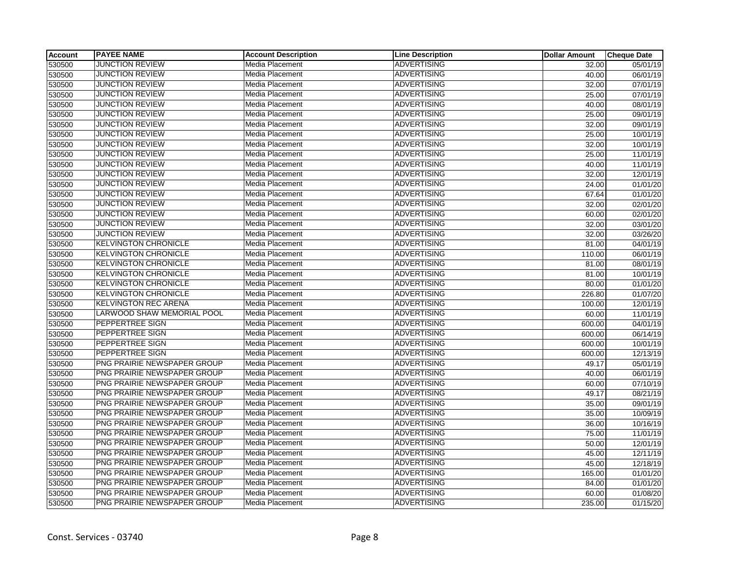| Account | PAYEE NAME | Account Description | Line Description | Dollar Amount | Cheque Date |
|---|---|---|---|---|---|
| 530500 | JUNCTION REVIEW | Media Placement | ADVERTISING | 32.00 | 05/01/19 |
| 530500 | JUNCTION REVIEW | Media Placement | ADVERTISING | 40.00 | 06/01/19 |
| 530500 | JUNCTION REVIEW | Media Placement | ADVERTISING | 32.00 | 07/01/19 |
| 530500 | JUNCTION REVIEW | Media Placement | ADVERTISING | 25.00 | 07/01/19 |
| 530500 | JUNCTION REVIEW | Media Placement | ADVERTISING | 40.00 | 08/01/19 |
| 530500 | JUNCTION REVIEW | Media Placement | ADVERTISING | 25.00 | 09/01/19 |
| 530500 | JUNCTION REVIEW | Media Placement | ADVERTISING | 32.00 | 09/01/19 |
| 530500 | JUNCTION REVIEW | Media Placement | ADVERTISING | 25.00 | 10/01/19 |
| 530500 | JUNCTION REVIEW | Media Placement | ADVERTISING | 32.00 | 10/01/19 |
| 530500 | JUNCTION REVIEW | Media Placement | ADVERTISING | 25.00 | 11/01/19 |
| 530500 | JUNCTION REVIEW | Media Placement | ADVERTISING | 40.00 | 11/01/19 |
| 530500 | JUNCTION REVIEW | Media Placement | ADVERTISING | 32.00 | 12/01/19 |
| 530500 | JUNCTION REVIEW | Media Placement | ADVERTISING | 24.00 | 01/01/20 |
| 530500 | JUNCTION REVIEW | Media Placement | ADVERTISING | 67.64 | 01/01/20 |
| 530500 | JUNCTION REVIEW | Media Placement | ADVERTISING | 32.00 | 02/01/20 |
| 530500 | JUNCTION REVIEW | Media Placement | ADVERTISING | 60.00 | 02/01/20 |
| 530500 | JUNCTION REVIEW | Media Placement | ADVERTISING | 32.00 | 03/01/20 |
| 530500 | JUNCTION REVIEW | Media Placement | ADVERTISING | 32.00 | 03/26/20 |
| 530500 | KELVINGTON CHRONICLE | Media Placement | ADVERTISING | 81.00 | 04/01/19 |
| 530500 | KELVINGTON CHRONICLE | Media Placement | ADVERTISING | 110.00 | 06/01/19 |
| 530500 | KELVINGTON CHRONICLE | Media Placement | ADVERTISING | 81.00 | 08/01/19 |
| 530500 | KELVINGTON CHRONICLE | Media Placement | ADVERTISING | 81.00 | 10/01/19 |
| 530500 | KELVINGTON CHRONICLE | Media Placement | ADVERTISING | 80.00 | 01/01/20 |
| 530500 | KELVINGTON CHRONICLE | Media Placement | ADVERTISING | 226.80 | 01/07/20 |
| 530500 | KELVINGTON REC ARENA | Media Placement | ADVERTISING | 100.00 | 12/01/19 |
| 530500 | LARWOOD SHAW MEMORIAL POOL | Media Placement | ADVERTISING | 60.00 | 11/01/19 |
| 530500 | PEPPERTREE SIGN | Media Placement | ADVERTISING | 600.00 | 04/01/19 |
| 530500 | PEPPERTREE SIGN | Media Placement | ADVERTISING | 600.00 | 06/14/19 |
| 530500 | PEPPERTREE SIGN | Media Placement | ADVERTISING | 600.00 | 10/01/19 |
| 530500 | PEPPERTREE SIGN | Media Placement | ADVERTISING | 600.00 | 12/13/19 |
| 530500 | PNG PRAIRIE NEWSPAPER GROUP | Media Placement | ADVERTISING | 49.17 | 05/01/19 |
| 530500 | PNG PRAIRIE NEWSPAPER GROUP | Media Placement | ADVERTISING | 40.00 | 06/01/19 |
| 530500 | PNG PRAIRIE NEWSPAPER GROUP | Media Placement | ADVERTISING | 60.00 | 07/10/19 |
| 530500 | PNG PRAIRIE NEWSPAPER GROUP | Media Placement | ADVERTISING | 49.17 | 08/21/19 |
| 530500 | PNG PRAIRIE NEWSPAPER GROUP | Media Placement | ADVERTISING | 35.00 | 09/01/19 |
| 530500 | PNG PRAIRIE NEWSPAPER GROUP | Media Placement | ADVERTISING | 35.00 | 10/09/19 |
| 530500 | PNG PRAIRIE NEWSPAPER GROUP | Media Placement | ADVERTISING | 36.00 | 10/16/19 |
| 530500 | PNG PRAIRIE NEWSPAPER GROUP | Media Placement | ADVERTISING | 75.00 | 11/01/19 |
| 530500 | PNG PRAIRIE NEWSPAPER GROUP | Media Placement | ADVERTISING | 50.00 | 12/01/19 |
| 530500 | PNG PRAIRIE NEWSPAPER GROUP | Media Placement | ADVERTISING | 45.00 | 12/11/19 |
| 530500 | PNG PRAIRIE NEWSPAPER GROUP | Media Placement | ADVERTISING | 45.00 | 12/18/19 |
| 530500 | PNG PRAIRIE NEWSPAPER GROUP | Media Placement | ADVERTISING | 165.00 | 01/01/20 |
| 530500 | PNG PRAIRIE NEWSPAPER GROUP | Media Placement | ADVERTISING | 84.00 | 01/01/20 |
| 530500 | PNG PRAIRIE NEWSPAPER GROUP | Media Placement | ADVERTISING | 60.00 | 01/08/20 |
| 530500 | PNG PRAIRIE NEWSPAPER GROUP | Media Placement | ADVERTISING | 235.00 | 01/15/20 |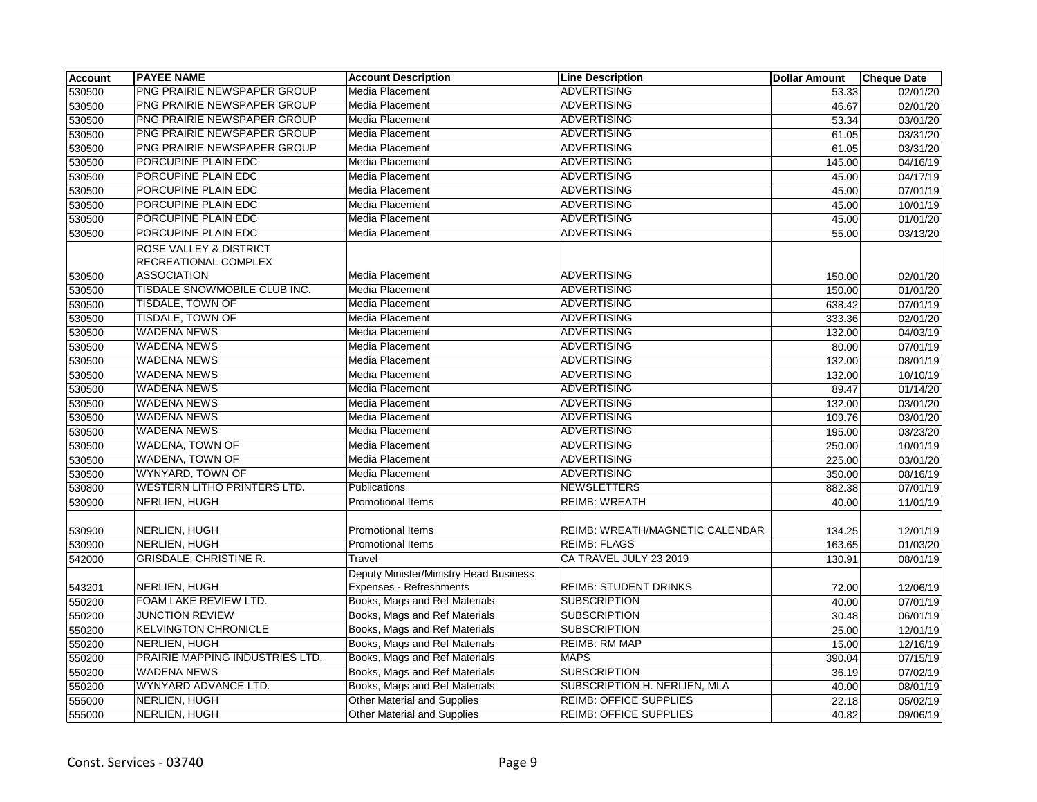| Account | PAYEE NAME | Account Description | Line Description | Dollar Amount | Cheque Date |
|---|---|---|---|---|---|
| 530500 | PNG PRAIRIE NEWSPAPER GROUP | Media Placement | ADVERTISING | 53.33 | 02/01/20 |
| 530500 | PNG PRAIRIE NEWSPAPER GROUP | Media Placement | ADVERTISING | 46.67 | 02/01/20 |
| 530500 | PNG PRAIRIE NEWSPAPER GROUP | Media Placement | ADVERTISING | 53.34 | 03/01/20 |
| 530500 | PNG PRAIRIE NEWSPAPER GROUP | Media Placement | ADVERTISING | 61.05 | 03/31/20 |
| 530500 | PNG PRAIRIE NEWSPAPER GROUP | Media Placement | ADVERTISING | 61.05 | 03/31/20 |
| 530500 | PORCUPINE PLAIN EDC | Media Placement | ADVERTISING | 145.00 | 04/16/19 |
| 530500 | PORCUPINE PLAIN EDC | Media Placement | ADVERTISING | 45.00 | 04/17/19 |
| 530500 | PORCUPINE PLAIN EDC | Media Placement | ADVERTISING | 45.00 | 07/01/19 |
| 530500 | PORCUPINE PLAIN EDC | Media Placement | ADVERTISING | 45.00 | 10/01/19 |
| 530500 | PORCUPINE PLAIN EDC | Media Placement | ADVERTISING | 45.00 | 01/01/20 |
| 530500 | PORCUPINE PLAIN EDC | Media Placement | ADVERTISING | 55.00 | 03/13/20 |
| 530500 | ROSE VALLEY & DISTRICT RECREATIONAL COMPLEX ASSOCIATION | Media Placement | ADVERTISING | 150.00 | 02/01/20 |
| 530500 | TISDALE SNOWMOBILE CLUB INC. | Media Placement | ADVERTISING | 150.00 | 01/01/20 |
| 530500 | TISDALE, TOWN OF | Media Placement | ADVERTISING | 638.42 | 07/01/19 |
| 530500 | TISDALE, TOWN OF | Media Placement | ADVERTISING | 333.36 | 02/01/20 |
| 530500 | WADENA NEWS | Media Placement | ADVERTISING | 132.00 | 04/03/19 |
| 530500 | WADENA NEWS | Media Placement | ADVERTISING | 80.00 | 07/01/19 |
| 530500 | WADENA NEWS | Media Placement | ADVERTISING | 132.00 | 08/01/19 |
| 530500 | WADENA NEWS | Media Placement | ADVERTISING | 132.00 | 10/10/19 |
| 530500 | WADENA NEWS | Media Placement | ADVERTISING | 89.47 | 01/14/20 |
| 530500 | WADENA NEWS | Media Placement | ADVERTISING | 132.00 | 03/01/20 |
| 530500 | WADENA NEWS | Media Placement | ADVERTISING | 109.76 | 03/01/20 |
| 530500 | WADENA NEWS | Media Placement | ADVERTISING | 195.00 | 03/23/20 |
| 530500 | WADENA, TOWN OF | Media Placement | ADVERTISING | 250.00 | 10/01/19 |
| 530500 | WADENA, TOWN OF | Media Placement | ADVERTISING | 225.00 | 03/01/20 |
| 530500 | WYNYARD, TOWN OF | Media Placement | ADVERTISING | 350.00 | 08/16/19 |
| 530800 | WESTERN LITHO PRINTERS LTD. | Publications | NEWSLETTERS | 882.38 | 07/01/19 |
| 530900 | NERLIEN, HUGH | Promotional Items | REIMB: WREATH | 40.00 | 11/01/19 |
| 530900 | NERLIEN, HUGH | Promotional Items | REIMB: WREATH/MAGNETIC CALENDAR | 134.25 | 12/01/19 |
| 530900 | NERLIEN, HUGH | Promotional Items | REIMB: FLAGS | 163.65 | 01/03/20 |
| 542000 | GRISDALE, CHRISTINE R. | Travel | CA TRAVEL JULY 23 2019 | 130.91 | 08/01/19 |
| 543201 | NERLIEN, HUGH | Deputy Minister/Ministry Head Business Expenses - Refreshments | REIMB: STUDENT DRINKS | 72.00 | 12/06/19 |
| 550200 | FOAM LAKE REVIEW LTD. | Books, Mags and Ref Materials | SUBSCRIPTION | 40.00 | 07/01/19 |
| 550200 | JUNCTION REVIEW | Books, Mags and Ref Materials | SUBSCRIPTION | 30.48 | 06/01/19 |
| 550200 | KELVINGTON CHRONICLE | Books, Mags and Ref Materials | SUBSCRIPTION | 25.00 | 12/01/19 |
| 550200 | NERLIEN, HUGH | Books, Mags and Ref Materials | REIMB: RM MAP | 15.00 | 12/16/19 |
| 550200 | PRAIRIE MAPPING INDUSTRIES LTD. | Books, Mags and Ref Materials | MAPS | 390.04 | 07/15/19 |
| 550200 | WADENA NEWS | Books, Mags and Ref Materials | SUBSCRIPTION | 36.19 | 07/02/19 |
| 550200 | WYNYARD ADVANCE LTD. | Books, Mags and Ref Materials | SUBSCRIPTION H. NERLIEN, MLA | 40.00 | 08/01/19 |
| 555000 | NERLIEN, HUGH | Other Material and Supplies | REIMB: OFFICE SUPPLIES | 22.18 | 05/02/19 |
| 555000 | NERLIEN, HUGH | Other Material and Supplies | REIMB: OFFICE SUPPLIES | 40.82 | 09/06/19 |

Const. Services - 03740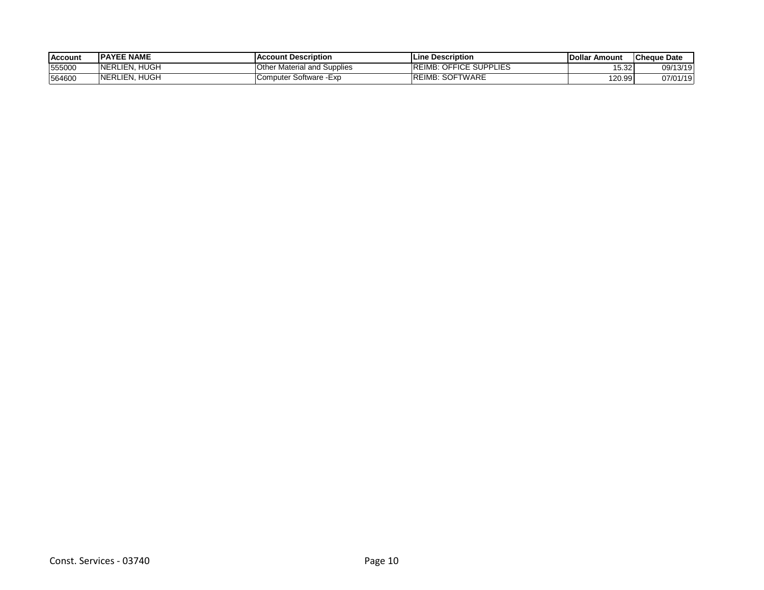| Account | PAYEE NAME | Account Description | Line Description | Dollar Amount | Cheque Date |
|---|---|---|---|---|---|
| 555000 | NERLIEN, HUGH | Other Material and Supplies | REIMB: OFFICE SUPPLIES | 15.32 | 09/13/19 |
| 564600 | NERLIEN, HUGH | Computer Software -Exp | REIMB: SOFTWARE | 120.99 | 07/01/19 |

Const. Services - 03740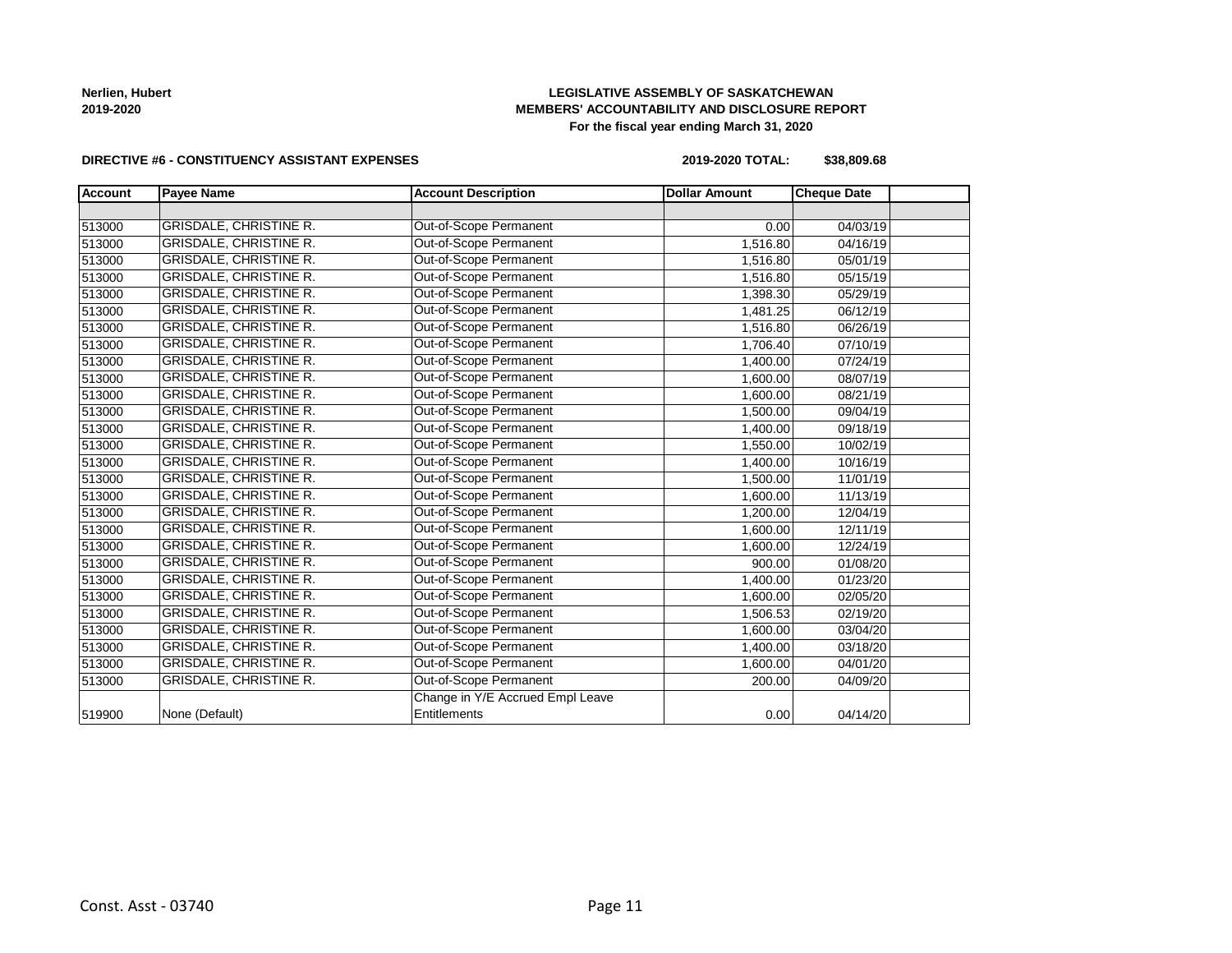**LEGISLATIVE ASSEMBLY OF SASKATCHEWAN**
**MEMBERS' ACCOUNTABILITY AND DISCLOSURE REPORT**
**For the fiscal year ending March 31, 2020**

**Nerlien, Hubert**
**2019-2020**

**DIRECTIVE #6 - CONSTITUENCY ASSISTANT EXPENSES**

**2019-2020 TOTAL: $38,809.68**

| Account | Payee Name | Account Description | Dollar Amount | Cheque Date | |
|---|---|---|---|---|---|
| | | | | | |
| 513000 | GRISDALE, CHRISTINE R. | Out-of-Scope Permanent | 0.00 | 04/03/19 | |
| 513000 | GRISDALE, CHRISTINE R. | Out-of-Scope Permanent | 1,516.80 | 04/16/19 | |
| 513000 | GRISDALE, CHRISTINE R. | Out-of-Scope Permanent | 1,516.80 | 05/01/19 | |
| 513000 | GRISDALE, CHRISTINE R. | Out-of-Scope Permanent | 1,516.80 | 05/15/19 | |
| 513000 | GRISDALE, CHRISTINE R. | Out-of-Scope Permanent | 1,398.30 | 05/29/19 | |
| 513000 | GRISDALE, CHRISTINE R. | Out-of-Scope Permanent | 1,481.25 | 06/12/19 | |
| 513000 | GRISDALE, CHRISTINE R. | Out-of-Scope Permanent | 1,516.80 | 06/26/19 | |
| 513000 | GRISDALE, CHRISTINE R. | Out-of-Scope Permanent | 1,706.40 | 07/10/19 | |
| 513000 | GRISDALE, CHRISTINE R. | Out-of-Scope Permanent | 1,400.00 | 07/24/19 | |
| 513000 | GRISDALE, CHRISTINE R. | Out-of-Scope Permanent | 1,600.00 | 08/07/19 | |
| 513000 | GRISDALE, CHRISTINE R. | Out-of-Scope Permanent | 1,600.00 | 08/21/19 | |
| 513000 | GRISDALE, CHRISTINE R. | Out-of-Scope Permanent | 1,500.00 | 09/04/19 | |
| 513000 | GRISDALE, CHRISTINE R. | Out-of-Scope Permanent | 1,400.00 | 09/18/19 | |
| 513000 | GRISDALE, CHRISTINE R. | Out-of-Scope Permanent | 1,550.00 | 10/02/19 | |
| 513000 | GRISDALE, CHRISTINE R. | Out-of-Scope Permanent | 1,400.00 | 10/16/19 | |
| 513000 | GRISDALE, CHRISTINE R. | Out-of-Scope Permanent | 1,500.00 | 11/01/19 | |
| 513000 | GRISDALE, CHRISTINE R. | Out-of-Scope Permanent | 1,600.00 | 11/13/19 | |
| 513000 | GRISDALE, CHRISTINE R. | Out-of-Scope Permanent | 1,200.00 | 12/04/19 | |
| 513000 | GRISDALE, CHRISTINE R. | Out-of-Scope Permanent | 1,600.00 | 12/11/19 | |
| 513000 | GRISDALE, CHRISTINE R. | Out-of-Scope Permanent | 1,600.00 | 12/24/19 | |
| 513000 | GRISDALE, CHRISTINE R. | Out-of-Scope Permanent | 900.00 | 01/08/20 | |
| 513000 | GRISDALE, CHRISTINE R. | Out-of-Scope Permanent | 1,400.00 | 01/23/20 | |
| 513000 | GRISDALE, CHRISTINE R. | Out-of-Scope Permanent | 1,600.00 | 02/05/20 | |
| 513000 | GRISDALE, CHRISTINE R. | Out-of-Scope Permanent | 1,506.53 | 02/19/20 | |
| 513000 | GRISDALE, CHRISTINE R. | Out-of-Scope Permanent | 1,600.00 | 03/04/20 | |
| 513000 | GRISDALE, CHRISTINE R. | Out-of-Scope Permanent | 1,400.00 | 03/18/20 | |
| 513000 | GRISDALE, CHRISTINE R. | Out-of-Scope Permanent | 1,600.00 | 04/01/20 | |
| 513000 | GRISDALE, CHRISTINE R. | Out-of-Scope Permanent | 200.00 | 04/09/20 | |
| 519900 | None (Default) | Change in Y/E Accrued Empl Leave Entitlements | 0.00 | 04/14/20 | |

Const. Asst - 03740